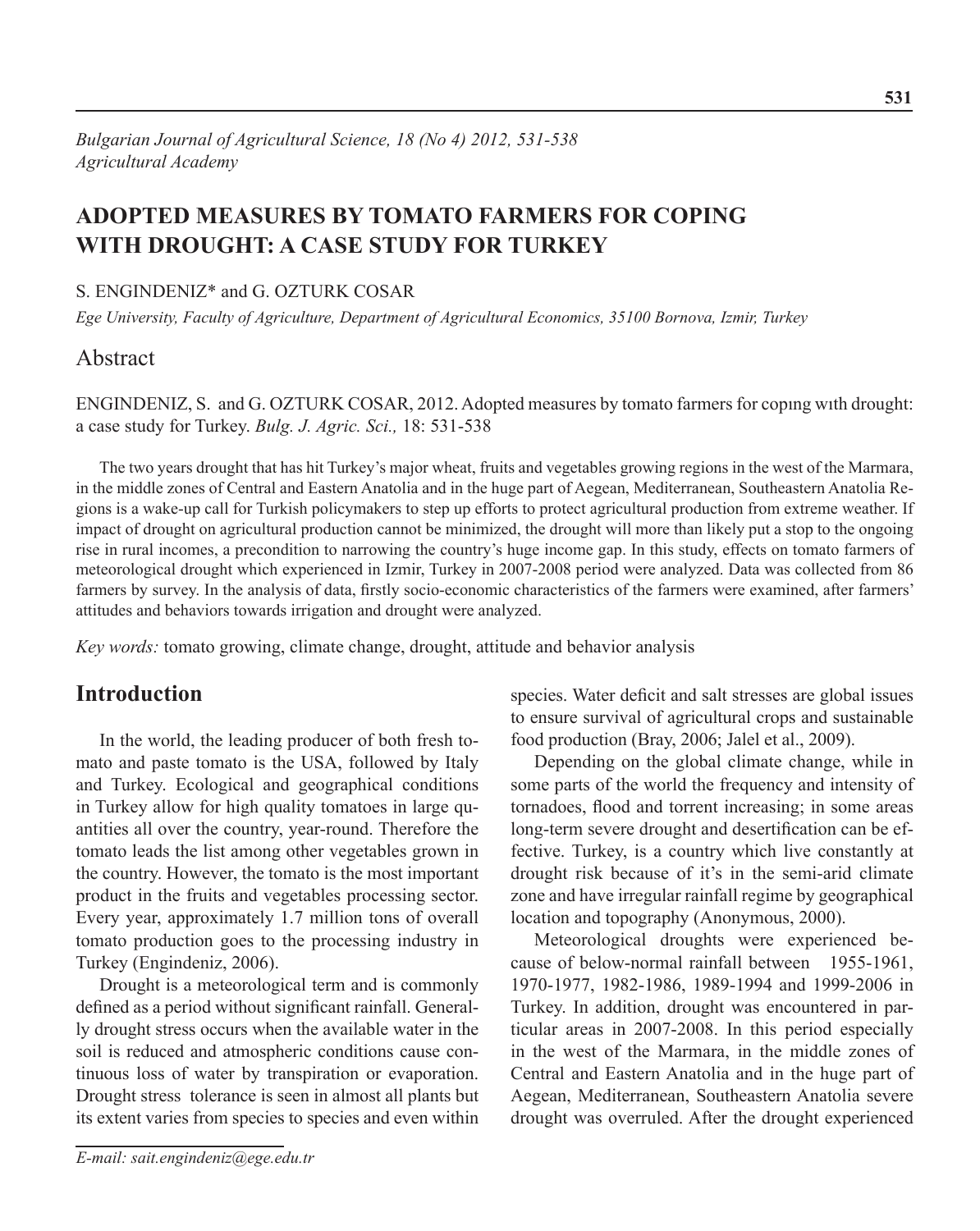*Bulgarian Journal of Agricultural Science, 18 (No 4) 2012, 531-538*
*Agricultural Academy*

# ADOPTED MEASURES BY TOMATO FARMERS FOR COPING WITH DROUGHT: A CASE STUDY FOR TURKEY

S. ENGINDENIZ* and G. OZTURK COSAR

*Ege University, Faculty of Agriculture, Department of Agricultural Economics, 35100 Bornova, Izmir, Turkey*

## Abstract

ENGINDENIZ, S. and G. OZTURK COSAR, 2012. Adopted measures by tomato farmers for copıng wıth drought: a case study for Turkey. *Bulg. J. Agric. Sci.,* 18: 531-538

The two years drought that has hit Turkey's major wheat, fruits and vegetables growing regions in the west of the Marmara, in the middle zones of Central and Eastern Anatolia and in the huge part of Aegean, Mediterranean, Southeastern Anatolia Regions is a wake-up call for Turkish policymakers to step up efforts to protect agricultural production from extreme weather. If impact of drought on agricultural production cannot be minimized, the drought will more than likely put a stop to the ongoing rise in rural incomes, a precondition to narrowing the country's huge income gap. In this study, effects on tomato farmers of meteorological drought which experienced in Izmir, Turkey in 2007-2008 period were analyzed. Data was collected from 86 farmers by survey. In the analysis of data, firstly socio-economic characteristics of the farmers were examined, after farmers' attitudes and behaviors towards irrigation and drought were analyzed.

*Key words:* tomato growing, climate change, drought, attitude and behavior analysis

## Introduction

In the world, the leading producer of both fresh tomato and paste tomato is the USA, followed by Italy and Turkey. Ecological and geographical conditions in Turkey allow for high quality tomatoes in large quantities all over the country, year-round. Therefore the tomato leads the list among other vegetables grown in the country. However, the tomato is the most important product in the fruits and vegetables processing sector. Every year, approximately 1.7 million tons of overall tomato production goes to the processing industry in Turkey (Engindeniz, 2006).

Drought is a meteorological term and is commonly defined as a period without significant rainfall. Generally drought stress occurs when the available water in the soil is reduced and atmospheric conditions cause continuous loss of water by transpiration or evaporation. Drought stress tolerance is seen in almost all plants but its extent varies from species to species and even within species. Water deficit and salt stresses are global issues to ensure survival of agricultural crops and sustainable food production (Bray, 2006; Jalel et al., 2009).

Depending on the global climate change, while in some parts of the world the frequency and intensity of tornadoes, flood and torrent increasing; in some areas long-term severe drought and desertification can be effective. Turkey, is a country which live constantly at drought risk because of it's in the semi-arid climate zone and have irregular rainfall regime by geographical location and topography (Anonymous, 2000).

Meteorological droughts were experienced because of below-normal rainfall between 1955-1961, 1970-1977, 1982-1986, 1989-1994 and 1999-2006 in Turkey. In addition, drought was encountered in particular areas in 2007-2008. In this period especially in the west of the Marmara, in the middle zones of Central and Eastern Anatolia and in the huge part of Aegean, Mediterranean, Southeastern Anatolia severe drought was overruled. After the drought experienced

*E-mail: sait.engindeniz@ege.edu.tr*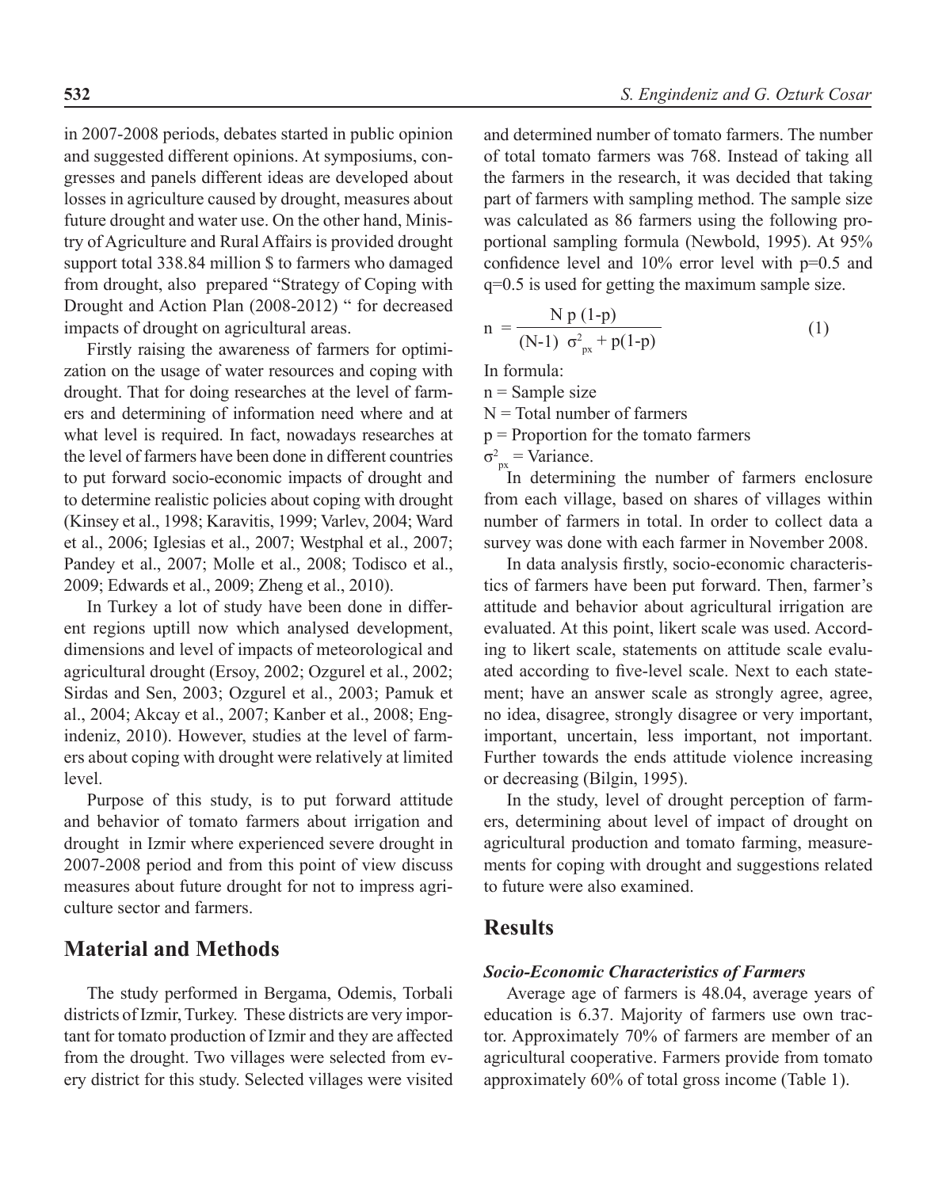in 2007-2008 periods, debates started in public opinion and suggested different opinions. At symposiums, congresses and panels different ideas are developed about losses in agriculture caused by drought, measures about future drought and water use. On the other hand, Ministry of Agriculture and Rural Affairs is provided drought support total 338.84 million $ to farmers who damaged from drought, also prepared "Strategy of Coping with Drought and Action Plan (2008-2012) " for decreased impacts of drought on agricultural areas.

Firstly raising the awareness of farmers for optimization on the usage of water resources and coping with drought. That for doing researches at the level of farmers and determining of information need where and at what level is required. In fact, nowadays researches at the level of farmers have been done in different countries to put forward socio-economic impacts of drought and to determine realistic policies about coping with drought (Kinsey et al., 1998; Karavitis, 1999; Varlev, 2004; Ward et al., 2006; Iglesias et al., 2007; Westphal et al., 2007; Pandey et al., 2007; Molle et al., 2008; Todisco et al., 2009; Edwards et al., 2009; Zheng et al., 2010).

In Turkey a lot of study have been done in different regions uptill now which analysed development, dimensions and level of impacts of meteorological and agricultural drought (Ersoy, 2002; Ozgurel et al., 2002; Sirdas and Sen, 2003; Ozgurel et al., 2003; Pamuk et al., 2004; Akcay et al., 2007; Kanber et al., 2008; Engindeniz, 2010). However, studies at the level of farmers about coping with drought were relatively at limited level.

Purpose of this study, is to put forward attitude and behavior of tomato farmers about irrigation and drought in Izmir where experienced severe drought in 2007-2008 period and from this point of view discuss measures about future drought for not to impress agriculture sector and farmers.

## Material and Methods

The study performed in Bergama, Odemis, Torbali districts of Izmir, Turkey. These districts are very important for tomato production of Izmir and they are affected from the drought. Two villages were selected from every district for this study. Selected villages were visited and determined number of tomato farmers. The number of total tomato farmers was 768. Instead of taking all the farmers in the research, it was decided that taking part of farmers with sampling method. The sample size was calculated as 86 farmers using the following proportional sampling formula (Newbold, 1995). At 95% confidence level and 10% error level with p=0.5 and q=0.5 is used for getting the maximum sample size.

$$n = \frac{N\,p\,(1-p)}{(N-1)\ \sigma^2_{px} + p(1-p)} \qquad (1)$$

In formula:

n = Sample size

N = Total number of farmers

p = Proportion for the tomato farmers

$\sigma^2_{px}$ = Variance.

In determining the number of farmers enclosure from each village, based on shares of villages within number of farmers in total. In order to collect data a survey was done with each farmer in November 2008.

In data analysis firstly, socio-economic characteristics of farmers have been put forward. Then, farmer's attitude and behavior about agricultural irrigation are evaluated. At this point, likert scale was used. According to likert scale, statements on attitude scale evaluated according to five-level scale. Next to each statement; have an answer scale as strongly agree, agree, no idea, disagree, strongly disagree or very important, important, uncertain, less important, not important. Further towards the ends attitude violence increasing or decreasing (Bilgin, 1995).

In the study, level of drought perception of farmers, determining about level of impact of drought on agricultural production and tomato farming, measurements for coping with drought and suggestions related to future were also examined.

## Results

### *Socio-Economic Characteristics of Farmers*

Average age of farmers is 48.04, average years of education is 6.37. Majority of farmers use own tractor. Approximately 70% of farmers are member of an agricultural cooperative. Farmers provide from tomato approximately 60% of total gross income (Table 1).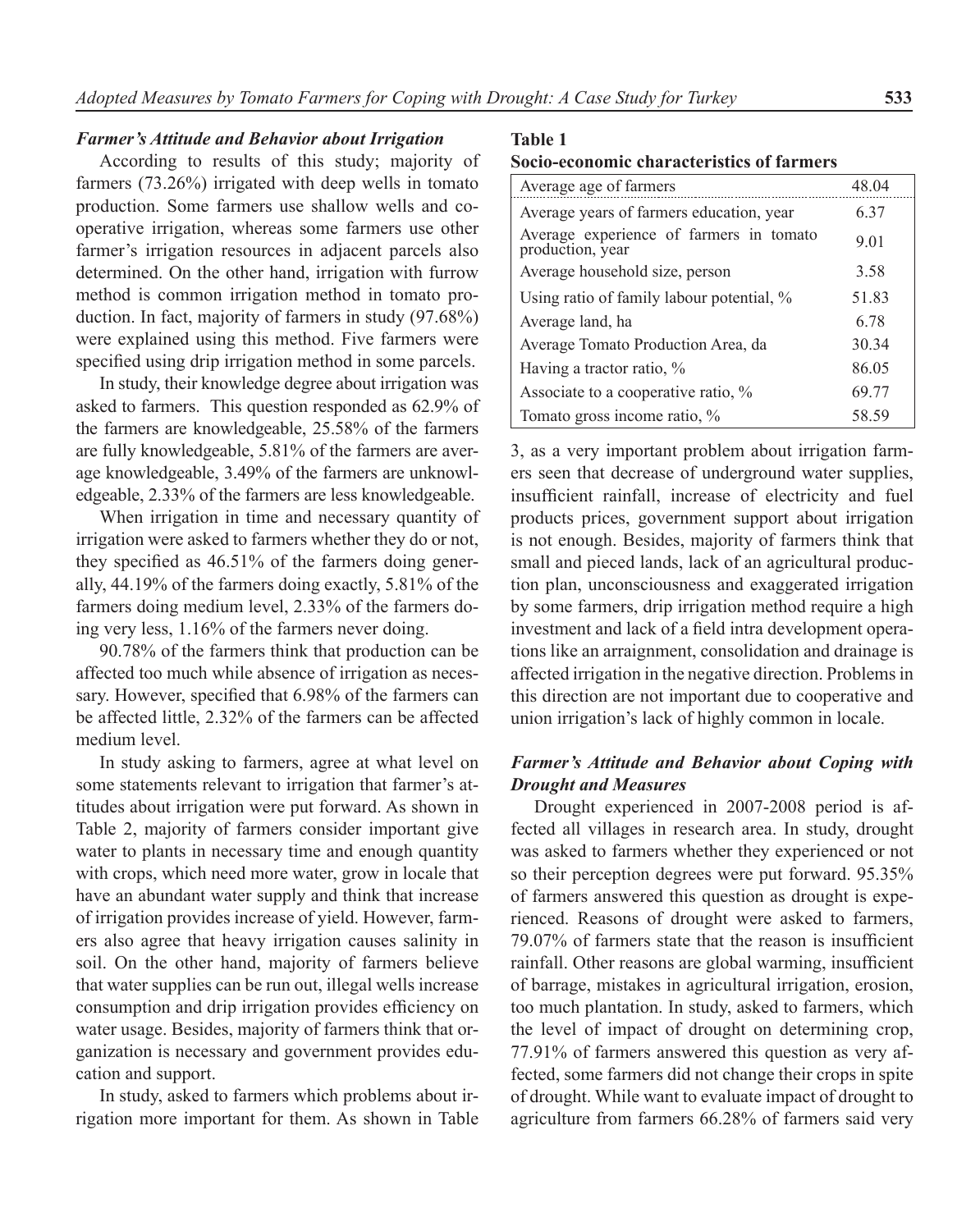### *Farmer's Attitude and Behavior about Irrigation*

According to results of this study; majority of farmers (73.26%) irrigated with deep wells in tomato production. Some farmers use shallow wells and co-operative irrigation, whereas some farmers use other farmer's irrigation resources in adjacent parcels also determined. On the other hand, irrigation with furrow method is common irrigation method in tomato production. In fact, majority of farmers in study (97.68%) were explained using this method. Five farmers were specified using drip irrigation method in some parcels.

In study, their knowledge degree about irrigation was asked to farmers. This question responded as 62.9% of the farmers are knowledgeable, 25.58% of the farmers are fully knowledgeable, 5.81% of the farmers are average knowledgeable, 3.49% of the farmers are unknowledgeable, 2.33% of the farmers are less knowledgeable.

When irrigation in time and necessary quantity of irrigation were asked to farmers whether they do or not, they specified as 46.51% of the farmers doing generally, 44.19% of the farmers doing exactly, 5.81% of the farmers doing medium level, 2.33% of the farmers doing very less, 1.16% of the farmers never doing.

90.78% of the farmers think that production can be affected too much while absence of irrigation as necessary. However, specified that 6.98% of the farmers can be affected little, 2.32% of the farmers can be affected medium level.

In study asking to farmers, agree at what level on some statements relevant to irrigation that farmer's attitudes about irrigation were put forward. As shown in Table 2, majority of farmers consider important give water to plants in necessary time and enough quantity with crops, which need more water, grow in locale that have an abundant water supply and think that increase of irrigation provides increase of yield. However, farmers also agree that heavy irrigation causes salinity in soil. On the other hand, majority of farmers believe that water supplies can be run out, illegal wells increase consumption and drip irrigation provides efficiency on water usage. Besides, majority of farmers think that organization is necessary and government provides education and support.

In study, asked to farmers which problems about irrigation more important for them. As shown in Table 3, as a very important problem about irrigation farmers seen that decrease of underground water supplies, insufficient rainfall, increase of electricity and fuel products prices, government support about irrigation is not enough. Besides, majority of farmers think that small and pieced lands, lack of an agricultural production plan, unconsciousness and exaggerated irrigation by some farmers, drip irrigation method require a high investment and lack of a field intra development operations like an arraignment, consolidation and drainage is affected irrigation in the negative direction. Problems in this direction are not important due to cooperative and union irrigation's lack of highly common in locale.

**Table 1**
**Socio-economic characteristics of farmers**

| | |
|---|---|
| Average age of farmers | 48.04 |
| Average years of farmers education, year | 6.37 |
| Average experience of farmers in tomato production, year | 9.01 |
| Average household size, person | 3.58 |
| Using ratio of family labour potential, % | 51.83 |
| Average land, ha | 6.78 |
| Average Tomato Production Area, da | 30.34 |
| Having a tractor ratio, % | 86.05 |
| Associate to a cooperative ratio, % | 69.77 |
| Tomato gross income ratio, % | 58.59 |

### *Farmer's Attitude and Behavior about Coping with Drought and Measures*

Drought experienced in 2007-2008 period is affected all villages in research area. In study, drought was asked to farmers whether they experienced or not so their perception degrees were put forward. 95.35% of farmers answered this question as drought is experienced. Reasons of drought were asked to farmers, 79.07% of farmers state that the reason is insufficient rainfall. Other reasons are global warming, insufficient of barrage, mistakes in agricultural irrigation, erosion, too much plantation. In study, asked to farmers, which the level of impact of drought on determining crop, 77.91% of farmers answered this question as very affected, some farmers did not change their crops in spite of drought. While want to evaluate impact of drought to agriculture from farmers 66.28% of farmers said very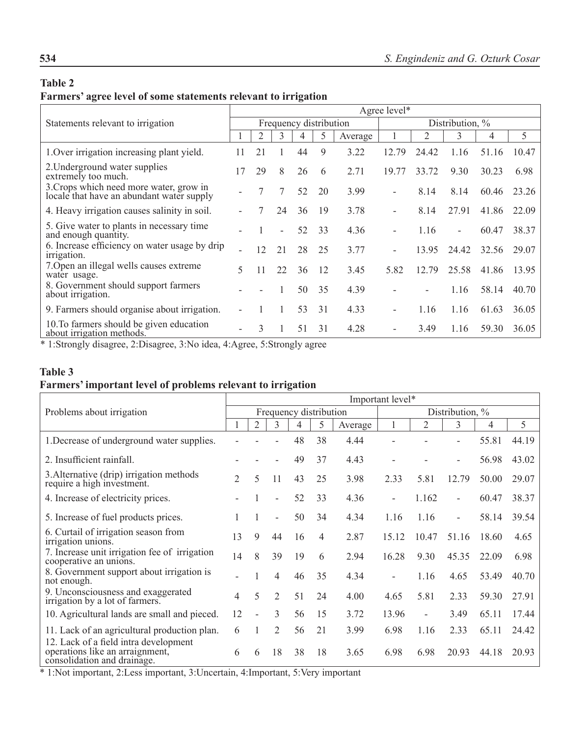**Table 2**
**Farmers' agree level of some statements relevant to irrigation**

| Statements relevant to irrigation | Agree level* | | | | | | | | | | |
|---|---|---|---|---|---|---|---|---|---|---|---|
| | Frequency distribution | | | | | | Distribution, % | | | | |
| | 1 | 2 | 3 | 4 | 5 | Average | 1 | 2 | 3 | 4 | 5 |
| 1.Over irrigation increasing plant yield. | 11 | 21 | 1 | 44 | 9 | 3.22 | 12.79 | 24.42 | 1.16 | 51.16 | 10.47 |
| 2.Underground water supplies extremely too much. | 17 | 29 | 8 | 26 | 6 | 2.71 | 19.77 | 33.72 | 9.30 | 30.23 | 6.98 |
| 3.Crops which need more water, grow in locale that have an abundant water supply | - | 7 | 7 | 52 | 20 | 3.99 | - | 8.14 | 8.14 | 60.46 | 23.26 |
| 4. Heavy irrigation causes salinity in soil. | - | 7 | 24 | 36 | 19 | 3.78 | - | 8.14 | 27.91 | 41.86 | 22.09 |
| 5. Give water to plants in necessary time and enough quantity. | - | 1 | - | 52 | 33 | 4.36 | - | 1.16 | - | 60.47 | 38.37 |
| 6. Increase efficiency on water usage by drip irrigation. | - | 12 | 21 | 28 | 25 | 3.77 | - | 13.95 | 24.42 | 32.56 | 29.07 |
| 7.Open an illegal wells causes extreme water usage. | 5 | 11 | 22 | 36 | 12 | 3.45 | 5.82 | 12.79 | 25.58 | 41.86 | 13.95 |
| 8. Government should support farmers about irrigation. | - | - | 1 | 50 | 35 | 4.39 | - | - | 1.16 | 58.14 | 40.70 |
| 9. Farmers should organise about irrigation. | - | 1 | 1 | 53 | 31 | 4.33 | - | 1.16 | 1.16 | 61.63 | 36.05 |
| 10.To farmers should be given education about irrigation methods. | - | 3 | 1 | 51 | 31 | 4.28 | - | 3.49 | 1.16 | 59.30 | 36.05 |

* 1:Strongly disagree, 2:Disagree, 3:No idea, 4:Agree, 5:Strongly agree

**Table 3**
**Farmers' important level of problems relevant to irrigation**

| Problems about irrigation | Important level* | | | | | | | | | | |
|---|---|---|---|---|---|---|---|---|---|---|---|
| | Frequency distribution | | | | | | Distribution, % | | | | |
| | 1 | 2 | 3 | 4 | 5 | Average | 1 | 2 | 3 | 4 | 5 |
| 1.Decrease of underground water supplies. | - | - | - | 48 | 38 | 4.44 | - | - | - | 55.81 | 44.19 |
| 2. Insufficient rainfall. | - | - | - | 49 | 37 | 4.43 | - | - | - | 56.98 | 43.02 |
| 3.Alternative (drip) irrigation methods require a high investment. | 2 | 5 | 11 | 43 | 25 | 3.98 | 2.33 | 5.81 | 12.79 | 50.00 | 29.07 |
| 4. Increase of electricity prices. | - | 1 | - | 52 | 33 | 4.36 | - | 1.162 | - | 60.47 | 38.37 |
| 5. Increase of fuel products prices. | 1 | 1 | - | 50 | 34 | 4.34 | 1.16 | 1.16 | - | 58.14 | 39.54 |
| 6. Curtail of irrigation season from irrigation unions. | 13 | 9 | 44 | 16 | 4 | 2.87 | 15.12 | 10.47 | 51.16 | 18.60 | 4.65 |
| 7. Increase unit irrigation fee of irrigation cooperative an unions. | 14 | 8 | 39 | 19 | 6 | 2.94 | 16.28 | 9.30 | 45.35 | 22.09 | 6.98 |
| 8. Government support about irrigation is not enough. | - | 1 | 4 | 46 | 35 | 4.34 | - | 1.16 | 4.65 | 53.49 | 40.70 |
| 9. Unconsciousness and exaggerated irrigation by a lot of farmers. | 4 | 5 | 2 | 51 | 24 | 4.00 | 4.65 | 5.81 | 2.33 | 59.30 | 27.91 |
| 10. Agricultural lands are small and pieced. | 12 | - | 3 | 56 | 15 | 3.72 | 13.96 | - | 3.49 | 65.11 | 17.44 |
| 11. Lack of an agricultural production plan. | 6 | 1 | 2 | 56 | 21 | 3.99 | 6.98 | 1.16 | 2.33 | 65.11 | 24.42 |
| 12. Lack of a field intra development operations like an arraignment, consolidation and drainage. | 6 | 6 | 18 | 38 | 18 | 3.65 | 6.98 | 6.98 | 20.93 | 44.18 | 20.93 |

* 1:Not important, 2:Less important, 3:Uncertain, 4:Important, 5:Very important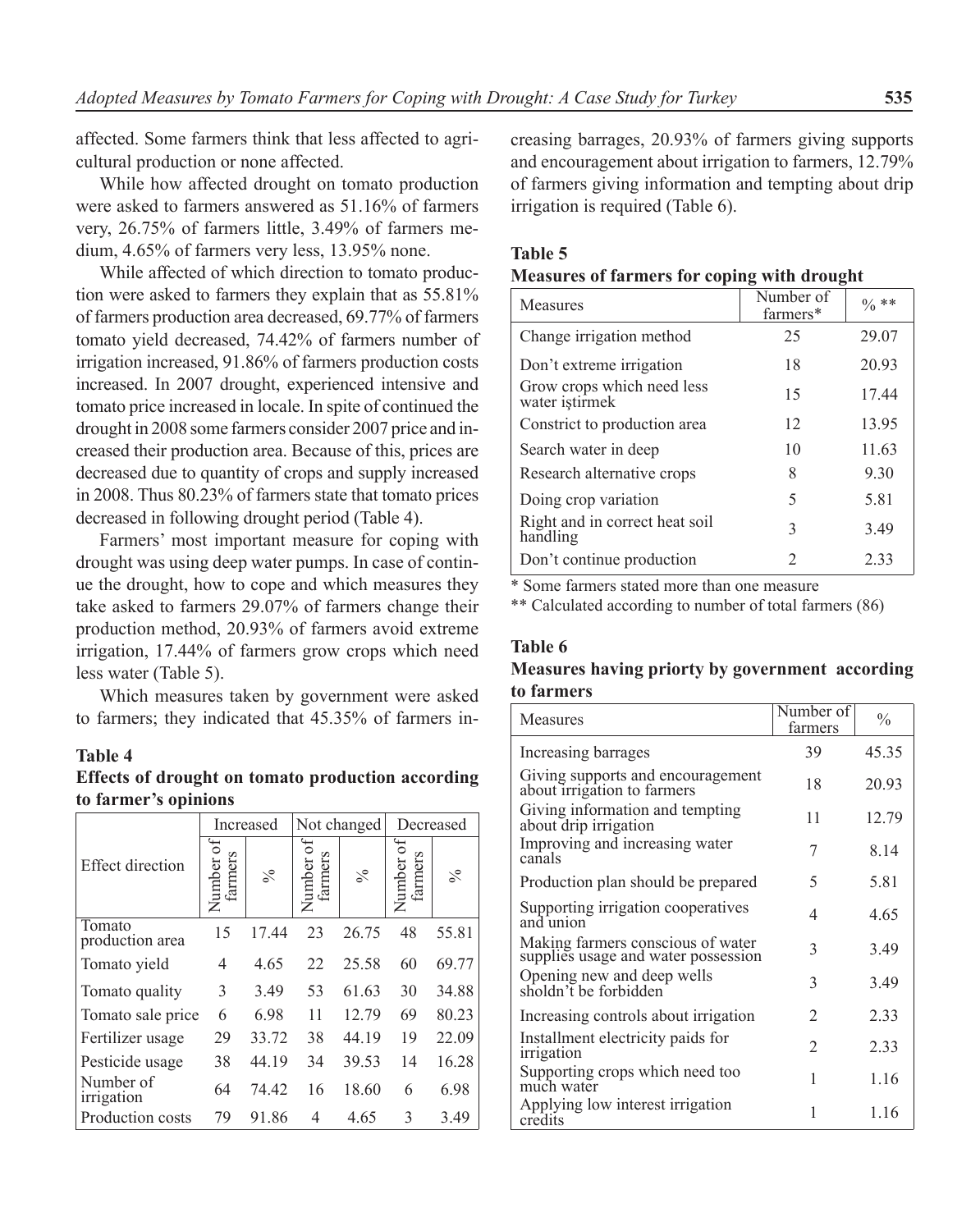affected. Some farmers think that less affected to agricultural production or none affected.

While how affected drought on tomato production were asked to farmers answered as 51.16% of farmers very, 26.75% of farmers little, 3.49% of farmers medium, 4.65% of farmers very less, 13.95% none.

While affected of which direction to tomato production were asked to farmers they explain that as 55.81% of farmers production area decreased, 69.77% of farmers tomato yield decreased, 74.42% of farmers number of irrigation increased, 91.86% of farmers production costs increased. In 2007 drought, experienced intensive and tomato price increased in locale. In spite of continued the drought in 2008 some farmers consider 2007 price and increased their production area. Because of this, prices are decreased due to quantity of crops and supply increased in 2008. Thus 80.23% of farmers state that tomato prices decreased in following drought period (Table 4).

Farmers' most important measure for coping with drought was using deep water pumps. In case of continue the drought, how to cope and which measures they take asked to farmers 29.07% of farmers change their production method, 20.93% of farmers avoid extreme irrigation, 17.44% of farmers grow crops which need less water (Table 5).

Which measures taken by government were asked to farmers; they indicated that 45.35% of farmers increasing barrages, 20.93% of farmers giving supports and encouragement about irrigation to farmers, 12.79% of farmers giving information and tempting about drip irrigation is required (Table 6).

**Table 4**
**Effects of drought on tomato production according to farmer's opinions**

| Effect direction | Increased | | Not changed | | Decreased | |
|---|---|---|---|---|---|---|
| | Number of farmers | % | Number of farmers | % | Number of farmers | % |
| Tomato production area | 15 | 17.44 | 23 | 26.75 | 48 | 55.81 |
| Tomato yield | 4 | 4.65 | 22 | 25.58 | 60 | 69.77 |
| Tomato quality | 3 | 3.49 | 53 | 61.63 | 30 | 34.88 |
| Tomato sale price | 6 | 6.98 | 11 | 12.79 | 69 | 80.23 |
| Fertilizer usage | 29 | 33.72 | 38 | 44.19 | 19 | 22.09 |
| Pesticide usage | 38 | 44.19 | 34 | 39.53 | 14 | 16.28 |
| Number of irrigation | 64 | 74.42 | 16 | 18.60 | 6 | 6.98 |
| Production costs | 79 | 91.86 | 4 | 4.65 | 3 | 3.49 |

**Table 5**
**Measures of farmers for coping with drought**

| Measures | Number of farmers* | % ** |
|---|---|---|
| Change irrigation method | 25 | 29.07 |
| Don't extreme irrigation | 18 | 20.93 |
| Grow crops which need less water iştirmek | 15 | 17.44 |
| Constrict to production area | 12 | 13.95 |
| Search water in deep | 10 | 11.63 |
| Research alternative crops | 8 | 9.30 |
| Doing crop variation | 5 | 5.81 |
| Right and in correct heat soil handling | 3 | 3.49 |
| Don't continue production | 2 | 2.33 |

\* Some farmers stated more than one measure

** Calculated according to number of total farmers (86)

**Table 6**
**Measures having priorty by government according to farmers**

| Measures | Number of farmers | % |
|---|---|---|
| Increasing barrages | 39 | 45.35 |
| Giving supports and encouragement about irrigation to farmers | 18 | 20.93 |
| Giving information and tempting about drip irrigation | 11 | 12.79 |
| Improving and increasing water canals | 7 | 8.14 |
| Production plan should be prepared | 5 | 5.81 |
| Supporting irrigation cooperatives and union | 4 | 4.65 |
| Making farmers conscious of water supplies usage and water possession | 3 | 3.49 |
| Opening new and deep wells sholdn't be forbidden | 3 | 3.49 |
| Increasing controls about irrigation | 2 | 2.33 |
| Installment electricity paids for irrigation | 2 | 2.33 |
| Supporting crops which need too much water | 1 | 1.16 |
| Applying low interest irrigation credits | 1 | 1.16 |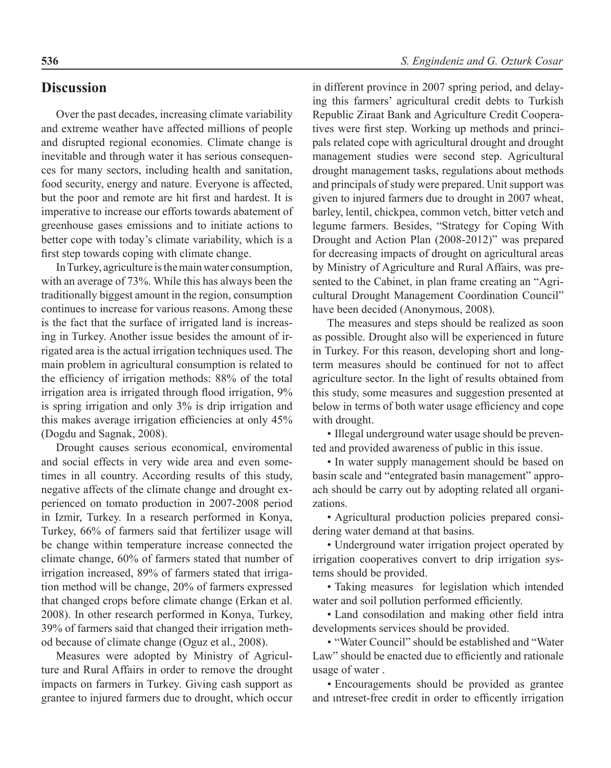## Discussion

Over the past decades, increasing climate variability and extreme weather have affected millions of people and disrupted regional economies. Climate change is inevitable and through water it has serious consequences for many sectors, including health and sanitation, food security, energy and nature. Everyone is affected, but the poor and remote are hit first and hardest. It is imperative to increase our efforts towards abatement of greenhouse gases emissions and to initiate actions to better cope with today's climate variability, which is a first step towards coping with climate change.

In Turkey, agriculture is the main water consumption, with an average of 73%. While this has always been the traditionally biggest amount in the region, consumption continues to increase for various reasons. Among these is the fact that the surface of irrigated land is increasing in Turkey. Another issue besides the amount of irrigated area is the actual irrigation techniques used. The main problem in agricultural consumption is related to the efficiency of irrigation methods: 88% of the total irrigation area is irrigated through flood irrigation, 9% is spring irrigation and only 3% is drip irrigation and this makes average irrigation efficiencies at only 45% (Dogdu and Sagnak, 2008).

Drought causes serious economical, enviromental and social effects in very wide area and even sometimes in all country. According results of this study, negative affects of the climate change and drought experienced on tomato production in 2007-2008 period in Izmir, Turkey. In a research performed in Konya, Turkey, 66% of farmers said that fertilizer usage will be change within temperature increase connected the climate change, 60% of farmers stated that number of irrigation increased, 89% of farmers stated that irrigation method will be change, 20% of farmers expressed that changed crops before climate change (Erkan et al. 2008). In other research performed in Konya, Turkey, 39% of farmers said that changed their irrigation method because of climate change (Oguz et al., 2008).

Measures were adopted by Ministry of Agriculture and Rural Affairs in order to remove the drought impacts on farmers in Turkey. Giving cash support as grantee to injured farmers due to drought, which occur in different province in 2007 spring period, and delaying this farmers' agricultural credit debts to Turkish Republic Ziraat Bank and Agriculture Credit Cooperatives were first step. Working up methods and principals related cope with agricultural drought and drought management studies were second step. Agricultural drought management tasks, regulations about methods and principals of study were prepared. Unit support was given to injured farmers due to drought in 2007 wheat, barley, lentil, chickpea, common vetch, bitter vetch and legume farmers. Besides, "Strategy for Coping With Drought and Action Plan (2008-2012)" was prepared for decreasing impacts of drought on agricultural areas by Ministry of Agriculture and Rural Affairs, was presented to the Cabinet, in plan frame creating an "Agricultural Drought Management Coordination Council" have been decided (Anonymous, 2008).

The measures and steps should be realized as soon as possible. Drought also will be experienced in future in Turkey. For this reason, developing short and long-term measures should be continued for not to affect agriculture sector. In the light of results obtained from this study, some measures and suggestion presented at below in terms of both water usage efficiency and cope with drought.

- Illegal underground water usage should be prevented and provided awareness of public in this issue.
- In water supply management should be based on basin scale and "entegrated basin management" approach should be carry out by adopting related all organizations.
- Agricultural production policies prepared considering water demand at that basins.
- Underground water irrigation project operated by irrigation cooperatives convert to drip irrigation systems should be provided.
- Taking measures for legislation which intended water and soil pollution performed efficiently.
- Land consodilation and making other field intra developments services should be provided.
- "Water Council" should be established and "Water Law" should be enacted due to efficiently and rationale usage of water .
- Encouragements should be provided as grantee and ıntreset-free credit in order to efficently irrigation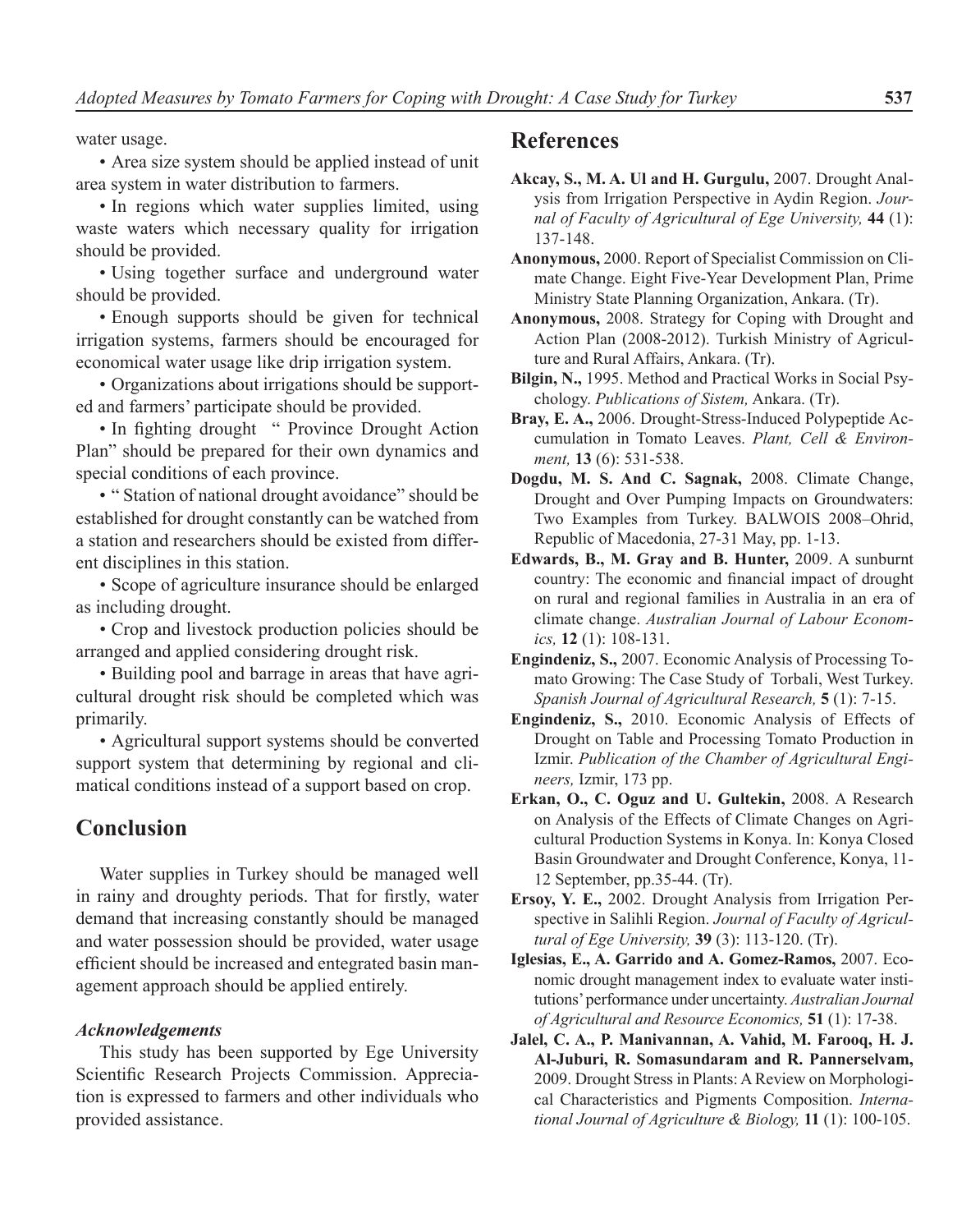water usage.

• Area size system should be applied instead of unit area system in water distribution to farmers.

• In regions which water supplies limited, using waste waters which necessary quality for irrigation should be provided.

• Using together surface and underground water should be provided.

• Enough supports should be given for technical irrigation systems, farmers should be encouraged for economical water usage like drip irrigation system.

• Organizations about irrigations should be supported and farmers' participate should be provided.

• In fighting drought " Province Drought Action Plan" should be prepared for their own dynamics and special conditions of each province.

• " Station of national drought avoidance" should be established for drought constantly can be watched from a station and researchers should be existed from different disciplines in this station.

• Scope of agriculture insurance should be enlarged as including drought.

• Crop and livestock production policies should be arranged and applied considering drought risk.

• Building pool and barrage in areas that have agricultural drought risk should be completed which was primarily.

• Agricultural support systems should be converted support system that determining by regional and climatical conditions instead of a support based on crop.

## Conclusion

Water supplies in Turkey should be managed well in rainy and droughty periods. That for firstly, water demand that increasing constantly should be managed and water possession should be provided, water usage efficient should be increased and entegrated basin management approach should be applied entirely.

### *Acknowledgements*

This study has been supported by Ege University Scientific Research Projects Commission. Appreciation is expressed to farmers and other individuals who provided assistance.

## References

**Akcay, S., M. A. Ul and H. Gurgulu,** 2007. Drought Analysis from Irrigation Perspective in Aydin Region. *Journal of Faculty of Agricultural of Ege University,* **44** (1): 137-148.

**Anonymous,** 2000. Report of Specialist Commission on Climate Change. Eight Five-Year Development Plan, Prime Ministry State Planning Organization, Ankara. (Tr).

**Anonymous,** 2008. Strategy for Coping with Drought and Action Plan (2008-2012). Turkish Ministry of Agriculture and Rural Affairs, Ankara. (Tr).

**Bilgin, N.,** 1995. Method and Practical Works in Social Psychology. *Publications of Sistem,* Ankara. (Tr).

**Bray, E. A.,** 2006. Drought-Stress-Induced Polypeptide Accumulation in Tomato Leaves. *Plant, Cell & Environment,* **13** (6): 531-538.

**Dogdu, M. S. And C. Sagnak,** 2008. Climate Change, Drought and Over Pumping Impacts on Groundwaters: Two Examples from Turkey. BALWOIS 2008–Ohrid, Republic of Macedonia, 27-31 May, pp. 1-13.

**Edwards, B., M. Gray and B. Hunter,** 2009. A sunburnt country: The economic and financial impact of drought on rural and regional families in Australia in an era of climate change. *Australian Journal of Labour Economics,* **12** (1): 108-131.

**Engindeniz, S.,** 2007. Economic Analysis of Processing Tomato Growing: The Case Study of Torbali, West Turkey. *Spanish Journal of Agricultural Research,* **5** (1): 7-15.

**Engindeniz, S.,** 2010. Economic Analysis of Effects of Drought on Table and Processing Tomato Production in Izmir. *Publication of the Chamber of Agricultural Engineers,* Izmir, 173 pp.

**Erkan, O., C. Oguz and U. Gultekin,** 2008. A Research on Analysis of the Effects of Climate Changes on Agricultural Production Systems in Konya. In: Konya Closed Basin Groundwater and Drought Conference, Konya, 11-12 September, pp.35-44. (Tr).

**Ersoy, Y. E.,** 2002. Drought Analysis from Irrigation Perspective in Salihli Region. *Journal of Faculty of Agricultural of Ege University,* **39** (3): 113-120. (Tr).

**Iglesias, E., A. Garrido and A. Gomez-Ramos,** 2007. Economic drought management index to evaluate water institutions' performance under uncertainty. *Australian Journal of Agricultural and Resource Economics,* **51** (1): 17-38.

**Jalel, C. A., P. Manivannan, A. Vahid, M. Farooq, H. J. Al-Juburi, R. Somasundaram and R. Pannerselvam,** 2009. Drought Stress in Plants: A Review on Morphological Characteristics and Pigments Composition. *International Journal of Agriculture & Biology,* **11** (1): 100-105.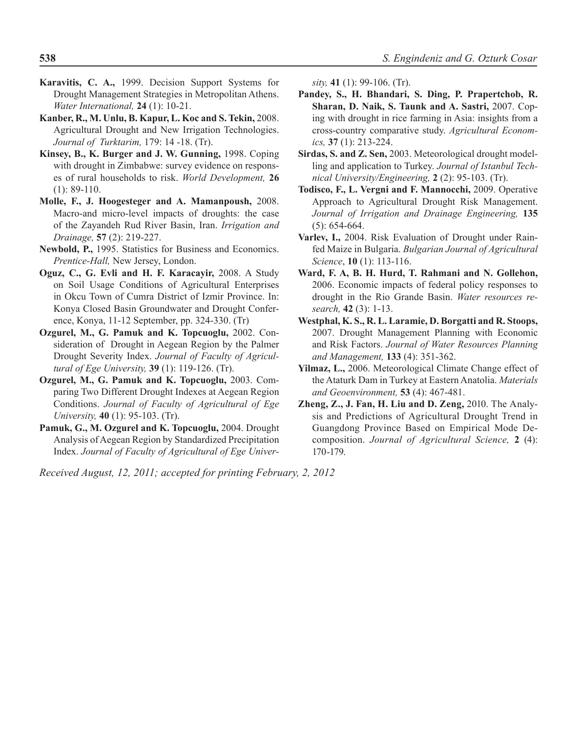**Karavitis, C. A.,** 1999. Decision Support Systems for Drought Management Strategies in Metropolitan Athens. *Water International,* **24** (1): 10-21.

**Kanber, R., M. Unlu, B. Kapur, L. Koc and S. Tekin,** 2008. Agricultural Drought and New Irrigation Technologies. *Journal of Turktarim,* 179: 14 -18. (Tr).

**Kinsey, B., K. Burger and J. W. Gunning,** 1998. Coping with drought in Zimbabwe: survey evidence on responses of rural households to risk. *World Development,* **26** (1): 89-110.

**Molle, F., J. Hoogesteger and A. Mamanpoush,** 2008. Macro-and micro-level impacts of droughts: the case of the Zayandeh Rud River Basin, Iran. *Irrigation and Drainage,* **57** (2): 219-227.

**Newbold, P.,** 1995. Statistics for Business and Economics. *Prentice-Hall,* New Jersey, London.

**Oguz, C., G. Evli and H. F. Karacayir,** 2008. A Study on Soil Usage Conditions of Agricultural Enterprises in Okcu Town of Cumra District of Izmir Province. In: Konya Closed Basin Groundwater and Drought Conference, Konya, 11-12 September, pp. 324-330. (Tr)

**Ozgurel, M., G. Pamuk and K. Topcuoglu,** 2002. Consideration of Drought in Aegean Region by the Palmer Drought Severity Index. *Journal of Faculty of Agricultural of Ege University,* **39** (1): 119-126. (Tr).

**Ozgurel, M., G. Pamuk and K. Topcuoglu,** 2003. Comparing Two Different Drought Indexes at Aegean Region Conditions. *Journal of Faculty of Agricultural of Ege University,* **40** (1): 95-103. (Tr).

**Pamuk, G., M. Ozgurel and K. Topcuoglu,** 2004. Drought Analysis of Aegean Region by Standardized Precipitation Index. *Journal of Faculty of Agricultural of Ege University,* **41** (1): 99-106. (Tr).

**Pandey, S., H. Bhandari, S. Ding, P. Prapertchob, R. Sharan, D. Naik, S. Taunk and A. Sastri,** 2007. Coping with drought in rice farming in Asia: insights from a cross-country comparative study. *Agricultural Economics,* **37** (1): 213-224.

**Sirdas, S. and Z. Sen,** 2003. Meteorological drought modelling and application to Turkey. *Journal of Istanbul Technical University/Engineering,* **2** (2): 95-103. (Tr).

**Todisco, F., L. Vergni and F. Mannocchi,** 2009. Operative Approach to Agricultural Drought Risk Management. *Journal of Irrigation and Drainage Engineering,* **135** (5): 654-664.

**Varlev, I.,** 2004. Risk Evaluation of Drought under Rainfed Maize in Bulgaria. *Bulgarian Journal of Agricultural Science*, **10** (1): 113-116.

**Ward, F. A, B. H. Hurd, T. Rahmani and N. Gollehon,** 2006. Economic impacts of federal policy responses to drought in the Rio Grande Basin. *Water resources research,* **42** (3): 1-13.

**Westphal, K. S., R. L. Laramie, D. Borgatti and R. Stoops,** 2007. Drought Management Planning with Economic and Risk Factors. *Journal of Water Resources Planning and Management,* **133** (4): 351-362.

**Yilmaz, L.,** 2006. Meteorological Climate Change effect of the Ataturk Dam in Turkey at Eastern Anatolia. *Materials and Geoenvironment,* **53** (4): 467-481.

**Zheng, Z., J. Fan, H. Liu and D. Zeng,** 2010. The Analysis and Predictions of Agricultural Drought Trend in Guangdong Province Based on Empirical Mode Decomposition. *Journal of Agricultural Science,* **2** (4): 170-179.

*Received August, 12, 2011; accepted for printing February, 2, 2012*